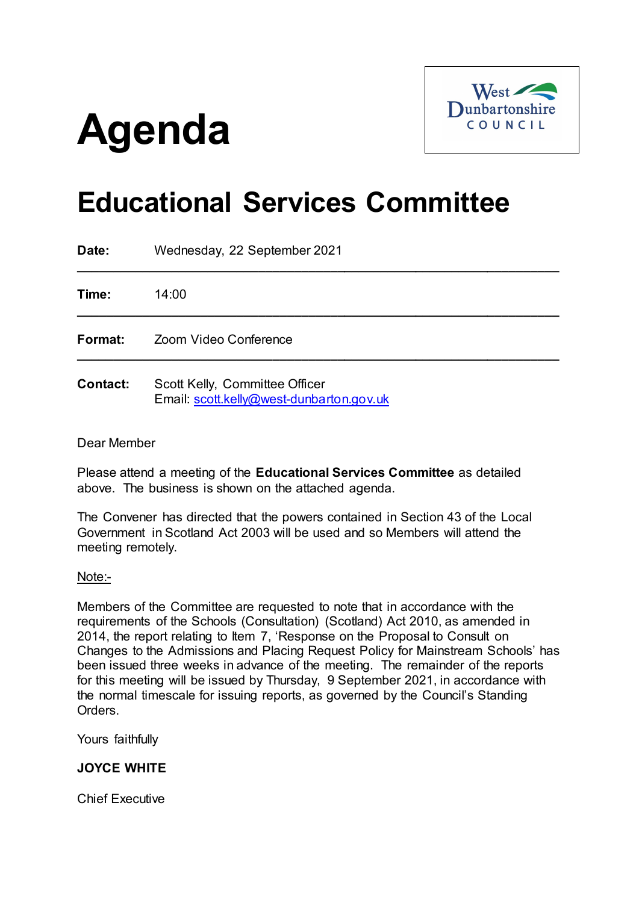# Agenda

West Dunbartonshire COUNCIL

# Educational Services Committee

| | |
|---|---|
| **Date:** | Wednesday, 22 September 2021 |
| **Time:** | 14:00 |
| **Format:** | Zoom Video Conference |
| **Contact:** | Scott Kelly, Committee Officer<br>Email: scott.kelly@west-dunbarton.gov.uk |

Dear Member

Please attend a meeting of the **Educational Services Committee** as detailed above. The business is shown on the attached agenda.

The Convener has directed that the powers contained in Section 43 of the Local Government in Scotland Act 2003 will be used and so Members will attend the meeting remotely.

Note:-

Members of the Committee are requested to note that in accordance with the requirements of the Schools (Consultation) (Scotland) Act 2010, as amended in 2014, the report relating to Item 7, 'Response on the Proposal to Consult on Changes to the Admissions and Placing Request Policy for Mainstream Schools' has been issued three weeks in advance of the meeting. The remainder of the reports for this meeting will be issued by Thursday, 9 September 2021, in accordance with the normal timescale for issuing reports, as governed by the Council's Standing Orders.

Yours faithfully

**JOYCE WHITE**

Chief Executive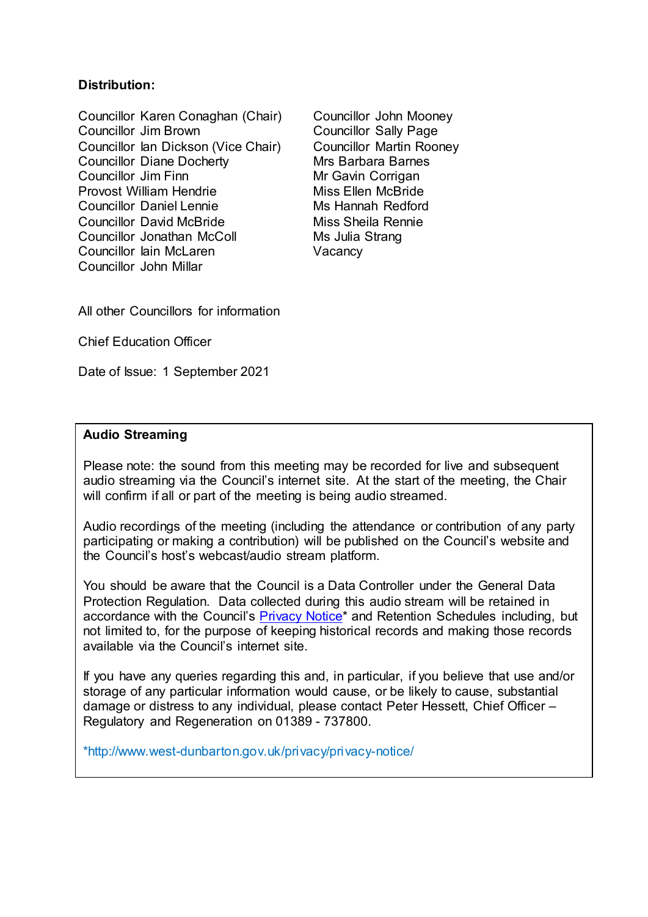**Distribution:**

Councillor Karen Conaghan (Chair)
Councillor Jim Brown
Councillor Ian Dickson (Vice Chair)
Councillor Diane Docherty
Councillor Jim Finn
Provost William Hendrie
Councillor Daniel Lennie
Councillor David McBride
Councillor Jonathan McColl
Councillor Iain McLaren
Councillor John Millar
Councillor John Mooney
Councillor Sally Page
Councillor Martin Rooney
Mrs Barbara Barnes
Mr Gavin Corrigan
Miss Ellen McBride
Ms Hannah Redford
Miss Sheila Rennie
Ms Julia Strang
Vacancy

All other Councillors for information

Chief Education Officer

Date of Issue: 1 September 2021

**Audio Streaming**

Please note: the sound from this meeting may be recorded for live and subsequent audio streaming via the Council's internet site. At the start of the meeting, the Chair will confirm if all or part of the meeting is being audio streamed.

Audio recordings of the meeting (including the attendance or contribution of any party participating or making a contribution) will be published on the Council's website and the Council's host's webcast/audio stream platform.

You should be aware that the Council is a Data Controller under the General Data Protection Regulation. Data collected during this audio stream will be retained in accordance with the Council's [Privacy Notice](http://www.west-dunbarton.gov.uk/privacy/privacy-notice/)* and Retention Schedules including, but not limited to, for the purpose of keeping historical records and making those records available via the Council's internet site.

If you have any queries regarding this and, in particular, if you believe that use and/or storage of any particular information would cause, or be likely to cause, substantial damage or distress to any individual, please contact Peter Hessett, Chief Officer – Regulatory and Regeneration on 01389 - 737800.

*http://www.west-dunbarton.gov.uk/privacy/privacy-notice/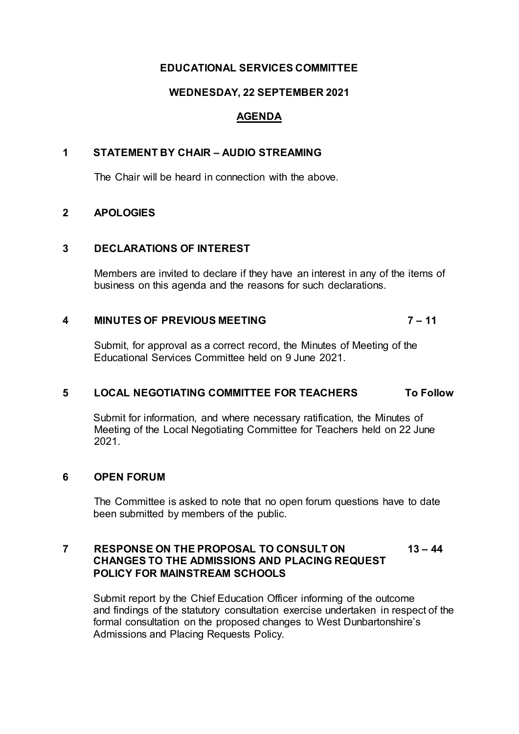**EDUCATIONAL SERVICES COMMITTEE**

**WEDNESDAY, 22 SEPTEMBER 2021**

**<u>AGENDA</u>**

**1 STATEMENT BY CHAIR – AUDIO STREAMING**

The Chair will be heard in connection with the above.

**2 APOLOGIES**

**3 DECLARATIONS OF INTEREST**

Members are invited to declare if they have an interest in any of the items of business on this agenda and the reasons for such declarations.

**4 MINUTES OF PREVIOUS MEETING 7 – 11**

Submit, for approval as a correct record, the Minutes of Meeting of the Educational Services Committee held on 9 June 2021.

**5 LOCAL NEGOTIATING COMMITTEE FOR TEACHERS To Follow**

Submit for information, and where necessary ratification, the Minutes of Meeting of the Local Negotiating Committee for Teachers held on 22 June 2021.

**6 OPEN FORUM**

The Committee is asked to note that no open forum questions have to date been submitted by members of the public.

**7 RESPONSE ON THE PROPOSAL TO CONSULT ON CHANGES TO THE ADMISSIONS AND PLACING REQUEST POLICY FOR MAINSTREAM SCHOOLS 13 – 44**

Submit report by the Chief Education Officer informing of the outcome and findings of the statutory consultation exercise undertaken in respect of the formal consultation on the proposed changes to West Dunbartonshire's Admissions and Placing Requests Policy.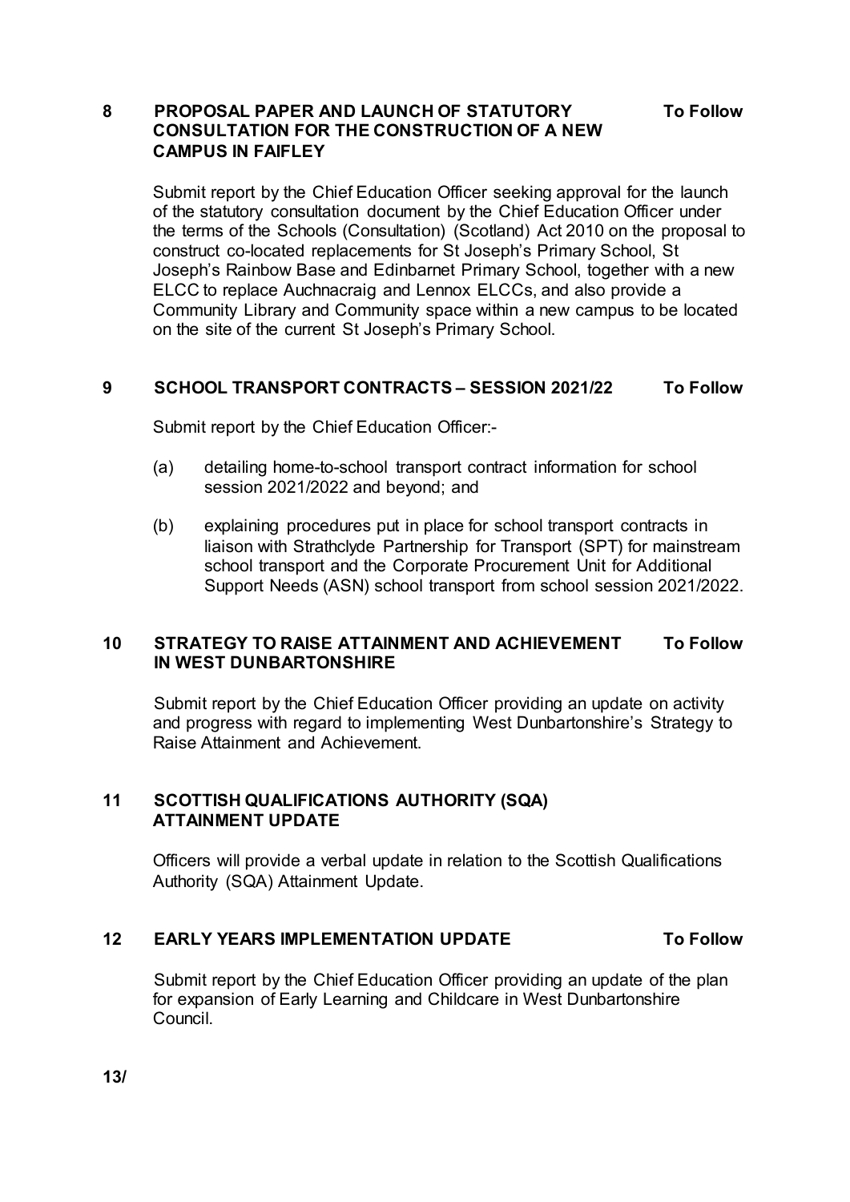**8 PROPOSAL PAPER AND LAUNCH OF STATUTORY CONSULTATION FOR THE CONSTRUCTION OF A NEW CAMPUS IN FAIFLEY** **To Follow**

Submit report by the Chief Education Officer seeking approval for the launch of the statutory consultation document by the Chief Education Officer under the terms of the Schools (Consultation) (Scotland) Act 2010 on the proposal to construct co-located replacements for St Joseph's Primary School, St Joseph's Rainbow Base and Edinbarnet Primary School, together with a new ELCC to replace Auchnacraig and Lennox ELCCs, and also provide a Community Library and Community space within a new campus to be located on the site of the current St Joseph's Primary School.

**9 SCHOOL TRANSPORT CONTRACTS – SESSION 2021/22** **To Follow**

Submit report by the Chief Education Officer:-

(a) detailing home-to-school transport contract information for school session 2021/2022 and beyond; and

(b) explaining procedures put in place for school transport contracts in liaison with Strathclyde Partnership for Transport (SPT) for mainstream school transport and the Corporate Procurement Unit for Additional Support Needs (ASN) school transport from school session 2021/2022.

**10 STRATEGY TO RAISE ATTAINMENT AND ACHIEVEMENT IN WEST DUNBARTONSHIRE** **To Follow**

Submit report by the Chief Education Officer providing an update on activity and progress with regard to implementing West Dunbartonshire's Strategy to Raise Attainment and Achievement.

**11 SCOTTISH QUALIFICATIONS AUTHORITY (SQA) ATTAINMENT UPDATE**

Officers will provide a verbal update in relation to the Scottish Qualifications Authority (SQA) Attainment Update.

**12 EARLY YEARS IMPLEMENTATION UPDATE** **To Follow**

Submit report by the Chief Education Officer providing an update of the plan for expansion of Early Learning and Childcare in West Dunbartonshire Council.

**13/**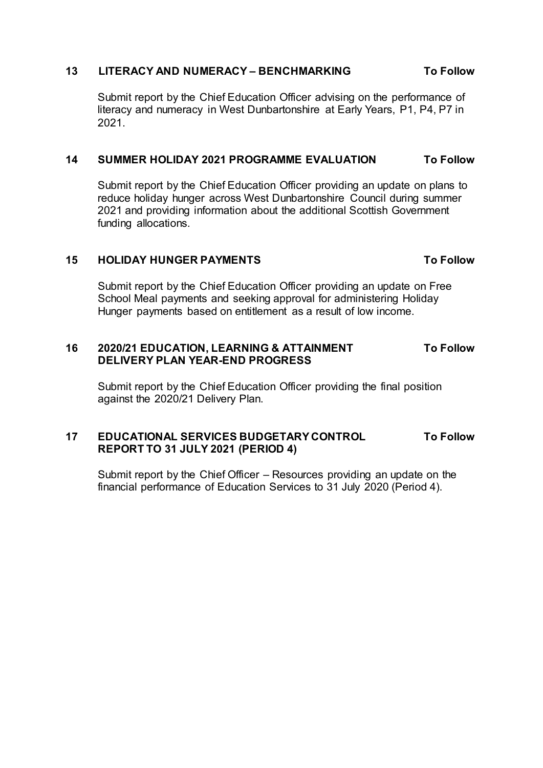**13 LITERACY AND NUMERACY – BENCHMARKING** **To Follow**

Submit report by the Chief Education Officer advising on the performance of literacy and numeracy in West Dunbartonshire at Early Years, P1, P4, P7 in 2021.

**14 SUMMER HOLIDAY 2021 PROGRAMME EVALUATION** **To Follow**

Submit report by the Chief Education Officer providing an update on plans to reduce holiday hunger across West Dunbartonshire Council during summer 2021 and providing information about the additional Scottish Government funding allocations.

**15 HOLIDAY HUNGER PAYMENTS** **To Follow**

Submit report by the Chief Education Officer providing an update on Free School Meal payments and seeking approval for administering Holiday Hunger payments based on entitlement as a result of low income.

**16 2020/21 EDUCATION, LEARNING & ATTAINMENT DELIVERY PLAN YEAR-END PROGRESS** **To Follow**

Submit report by the Chief Education Officer providing the final position against the 2020/21 Delivery Plan.

**17 EDUCATIONAL SERVICES BUDGETARY CONTROL REPORT TO 31 JULY 2021 (PERIOD 4)** **To Follow**

Submit report by the Chief Officer – Resources providing an update on the financial performance of Education Services to 31 July 2020 (Period 4).